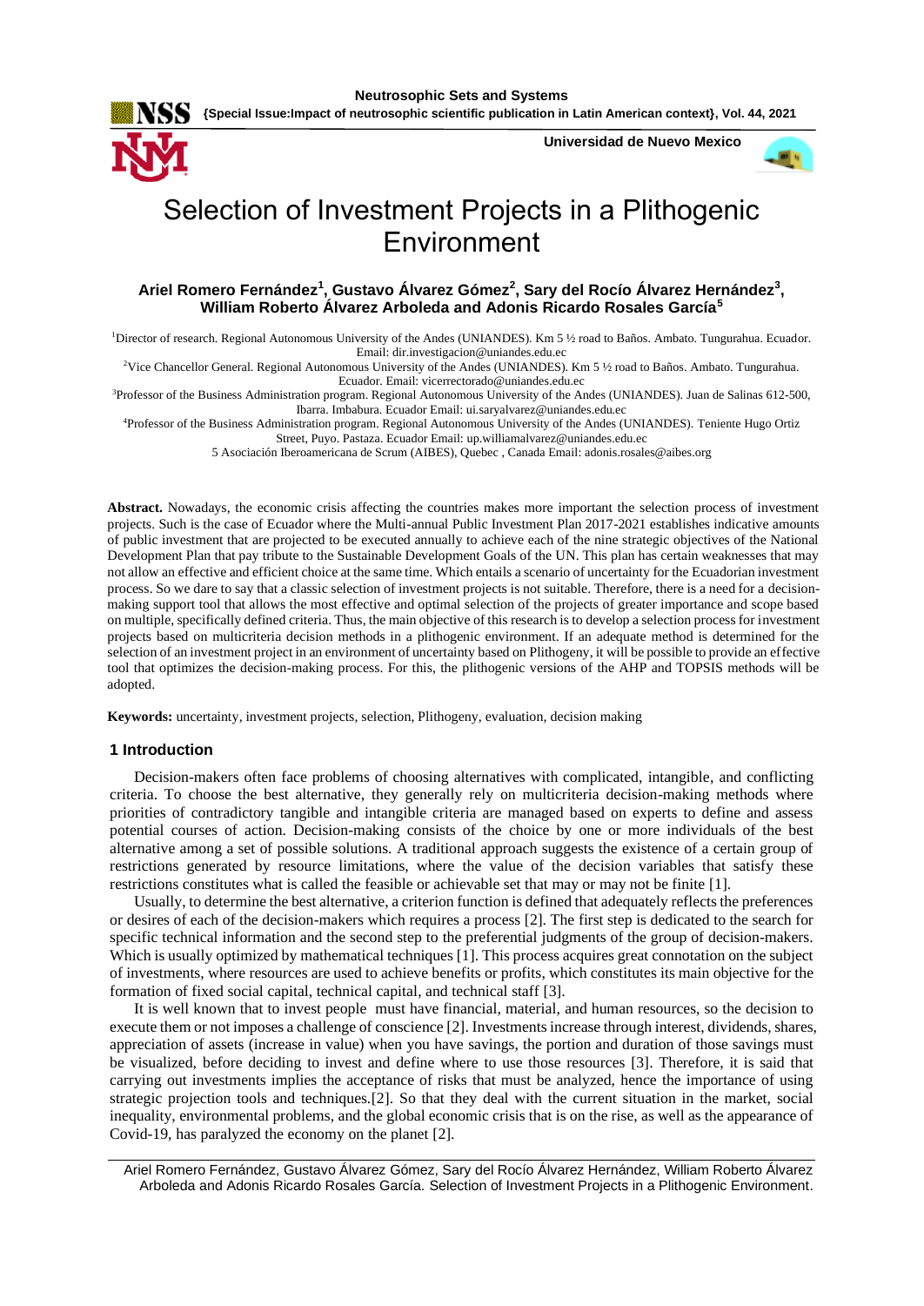# Selection of Investment Projects in a Plithogenic Environment

**Ariel Romero Fernández[1], Gustavo Álvarez Gómez[2], Sary del Rocío Álvarez Hernández[3], William Roberto Álvarez Arboleda and Adonis Ricardo Rosales García[5]**

[1]Director of research. Regional Autonomous University of the Andes (UNIANDES). Km 5 ½ road to Baños. Ambato. Tungurahua. Ecuador. Email: dir.investigacion@uniandes.edu.ec

[2]Vice Chancellor General. Regional Autonomous University of the Andes (UNIANDES). Km 5 ½ road to Baños. Ambato. Tungurahua. Ecuador. Email: vicerrectorado@uniandes.edu.ec

[3]Professor of the Business Administration program. Regional Autonomous University of the Andes (UNIANDES). Juan de Salinas 612-500, Ibarra. Imbabura. Ecuador Email: ui.saryalvarez@uniandes.edu.ec

[4]Professor of the Business Administration program. Regional Autonomous University of the Andes (UNIANDES). Teniente Hugo Ortiz Street, Puyo. Pastaza. Ecuador Email: up.williamalvarez@uniandes.edu.ec

5 Asociación Iberoamericana de Scrum (AIBES), Quebec , Canada Email: adonis.rosales@aibes.org

**Abstract.** Nowadays, the economic crisis affecting the countries makes more important the selection process of investment projects. Such is the case of Ecuador where the Multi-annual Public Investment Plan 2017-2021 establishes indicative amounts of public investment that are projected to be executed annually to achieve each of the nine strategic objectives of the National Development Plan that pay tribute to the Sustainable Development Goals of the UN. This plan has certain weaknesses that may not allow an effective and efficient choice at the same time. Which entails a scenario of uncertainty for the Ecuadorian investment process. So we dare to say that a classic selection of investment projects is not suitable. Therefore, there is a need for a decision-making support tool that allows the most effective and optimal selection of the projects of greater importance and scope based on multiple, specifically defined criteria. Thus, the main objective of this research is to develop a selection process for investment projects based on multicriteria decision methods in a plithogenic environment. If an adequate method is determined for the selection of an investment project in an environment of uncertainty based on Plithogeny, it will be possible to provide an effective tool that optimizes the decision-making process. For this, the plithogenic versions of the AHP and TOPSIS methods will be adopted.

**Keywords:** uncertainty, investment projects, selection, Plithogeny, evaluation, decision making

## 1 Introduction

Decision-makers often face problems of choosing alternatives with complicated, intangible, and conflicting criteria. To choose the best alternative, they generally rely on multicriteria decision-making methods where priorities of contradictory tangible and intangible criteria are managed based on experts to define and assess potential courses of action. Decision-making consists of the choice by one or more individuals of the best alternative among a set of possible solutions. A traditional approach suggests the existence of a certain group of restrictions generated by resource limitations, where the value of the decision variables that satisfy these restrictions constitutes what is called the feasible or achievable set that may or may not be finite [1].

Usually, to determine the best alternative, a criterion function is defined that adequately reflects the preferences or desires of each of the decision-makers which requires a process [2]. The first step is dedicated to the search for specific technical information and the second step to the preferential judgments of the group of decision-makers. Which is usually optimized by mathematical techniques [1]. This process acquires great connotation on the subject of investments, where resources are used to achieve benefits or profits, which constitutes its main objective for the formation of fixed social capital, technical capital, and technical staff [3].

It is well known that to invest people must have financial, material, and human resources, so the decision to execute them or not imposes a challenge of conscience [2]. Investments increase through interest, dividends, shares, appreciation of assets (increase in value) when you have savings, the portion and duration of those savings must be visualized, before deciding to invest and define where to use those resources [3]. Therefore, it is said that carrying out investments implies the acceptance of risks that must be analyzed, hence the importance of using strategic projection tools and techniques.[2]. So that they deal with the current situation in the market, social inequality, environmental problems, and the global economic crisis that is on the rise, as well as the appearance of Covid-19, has paralyzed the economy on the planet [2].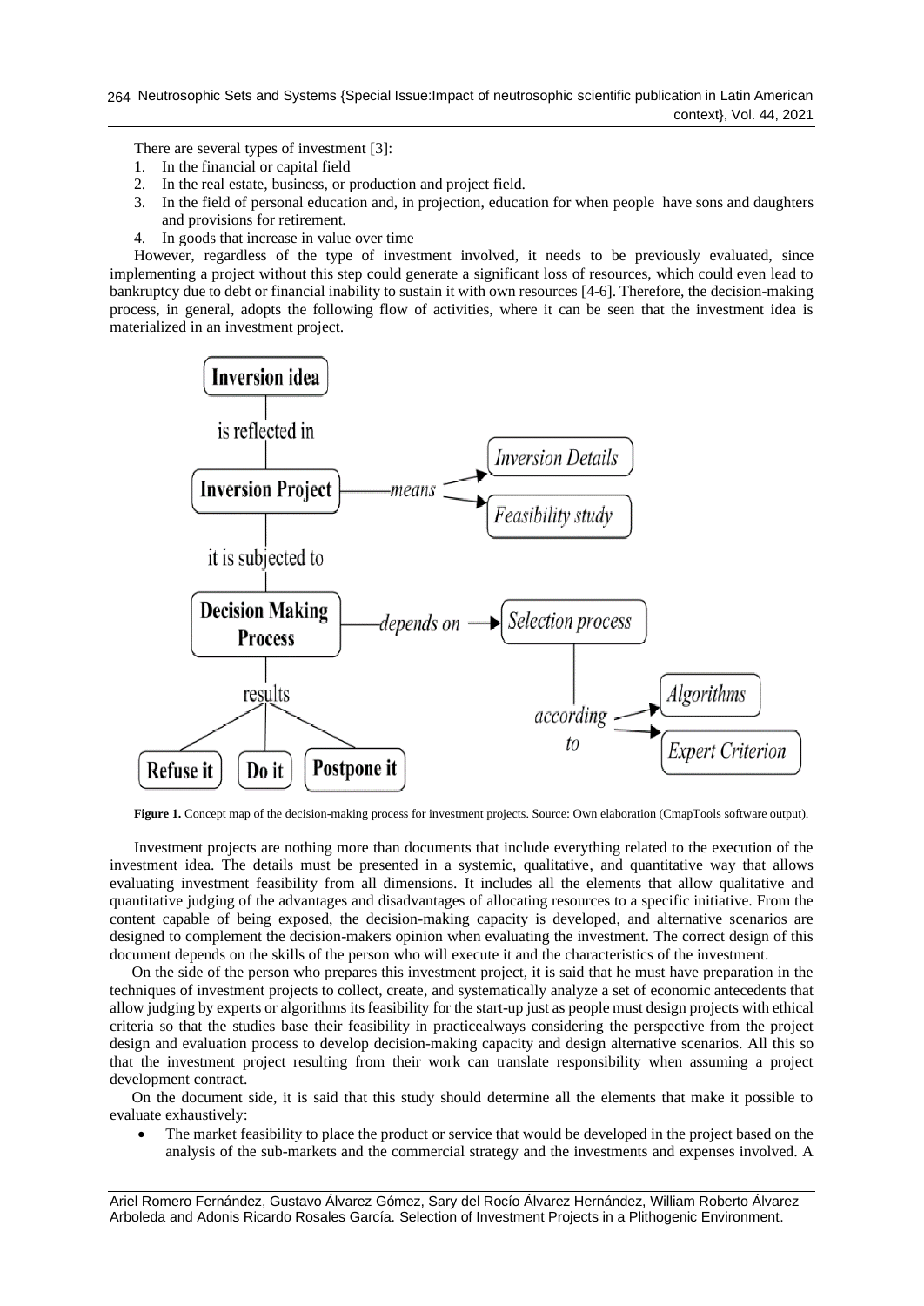There are several types of investment [3]:

1. In the financial or capital field
2. In the real estate, business, or production and project field.
3. In the field of personal education and, in projection, education for when people have sons and daughters and provisions for retirement.
4. In goods that increase in value over time

However, regardless of the type of investment involved, it needs to be previously evaluated, since implementing a project without this step could generate a significant loss of resources, which could even lead to bankruptcy due to debt or financial inability to sustain it with own resources [4-6]. Therefore, the decision-making process, in general, adopts the following flow of activities, where it can be seen that the investment idea is materialized in an investment project.

**Figure 1.** Concept map of the decision-making process for investment projects. Source: Own elaboration (CmapTools software output).

Investment projects are nothing more than documents that include everything related to the execution of the investment idea. The details must be presented in a systemic, qualitative, and quantitative way that allows evaluating investment feasibility from all dimensions. It includes all the elements that allow qualitative and quantitative judging of the advantages and disadvantages of allocating resources to a specific initiative. From the content capable of being exposed, the decision-making capacity is developed, and alternative scenarios are designed to complement the decision-makers opinion when evaluating the investment. The correct design of this document depends on the skills of the person who will execute it and the characteristics of the investment.

On the side of the person who prepares this investment project, it is said that he must have preparation in the techniques of investment projects to collect, create, and systematically analyze a set of economic antecedents that allow judging by experts or algorithms its feasibility for the start-up just as people must design projects with ethical criteria so that the studies base their feasibility in practicealways considering the perspective from the project design and evaluation process to develop decision-making capacity and design alternative scenarios. All this so that the investment project resulting from their work can translate responsibility when assuming a project development contract.

On the document side, it is said that this study should determine all the elements that make it possible to evaluate exhaustively:

- The market feasibility to place the product or service that would be developed in the project based on the analysis of the sub-markets and the commercial strategy and the investments and expenses involved. A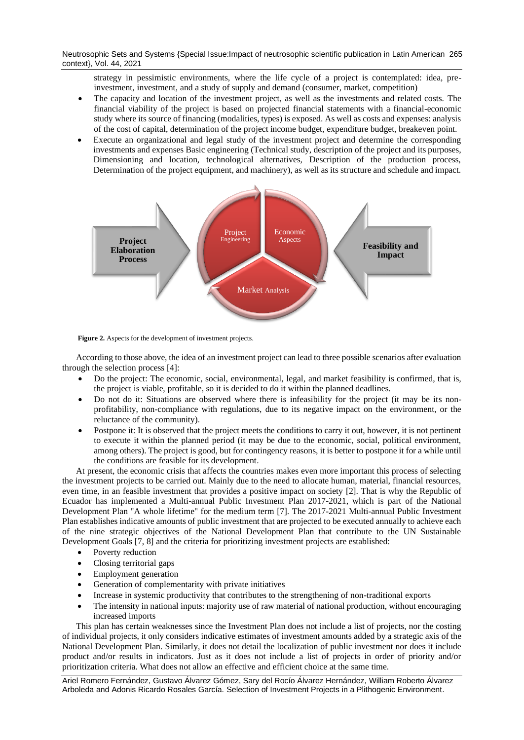strategy in pessimistic environments, where the life cycle of a project is contemplated: idea, pre-investment, investment, and a study of supply and demand (consumer, market, competition)

- The capacity and location of the investment project, as well as the investments and related costs. The financial viability of the project is based on projected financial statements with a financial-economic study where its source of financing (modalities, types) is exposed. As well as costs and expenses: analysis of the cost of capital, determination of the project income budget, expenditure budget, breakeven point.
- Execute an organizational and legal study of the investment project and determine the corresponding investments and expenses Basic engineering (Technical study, description of the project and its purposes, Dimensioning and location, technological alternatives, Description of the production process, Determination of the project equipment, and machinery), as well as its structure and schedule and impact.

**Figure 2.** Aspects for the development of investment projects.

According to those above, the idea of an investment project can lead to three possible scenarios after evaluation through the selection process [4]:

- Do the project: The economic, social, environmental, legal, and market feasibility is confirmed, that is, the project is viable, profitable, so it is decided to do it within the planned deadlines.
- Do not do it: Situations are observed where there is infeasibility for the project (it may be its non-profitability, non-compliance with regulations, due to its negative impact on the environment, or the reluctance of the community).
- Postpone it: It is observed that the project meets the conditions to carry it out, however, it is not pertinent to execute it within the planned period (it may be due to the economic, social, political environment, among others). The project is good, but for contingency reasons, it is better to postpone it for a while until the conditions are feasible for its development.

At present, the economic crisis that affects the countries makes even more important this process of selecting the investment projects to be carried out. Mainly due to the need to allocate human, material, financial resources, even time, in an feasible investment that provides a positive impact on society [2]. That is why the Republic of Ecuador has implemented a Multi-annual Public Investment Plan 2017-2021, which is part of the National Development Plan "A whole lifetime" for the medium term [7]. The 2017-2021 Multi-annual Public Investment Plan establishes indicative amounts of public investment that are projected to be executed annually to achieve each of the nine strategic objectives of the National Development Plan that contribute to the UN Sustainable Development Goals [7, 8] and the criteria for prioritizing investment projects are established:

- Poverty reduction
- Closing territorial gaps
- Employment generation
- Generation of complementarity with private initiatives
- Increase in systemic productivity that contributes to the strengthening of non-traditional exports
- The intensity in national inputs: majority use of raw material of national production, without encouraging increased imports

This plan has certain weaknesses since the Investment Plan does not include a list of projects, nor the costing of individual projects, it only considers indicative estimates of investment amounts added by a strategic axis of the National Development Plan. Similarly, it does not detail the localization of public investment nor does it include product and/or results in indicators. Just as it does not include a list of projects in order of priority and/or prioritization criteria. What does not allow an effective and efficient choice at the same time.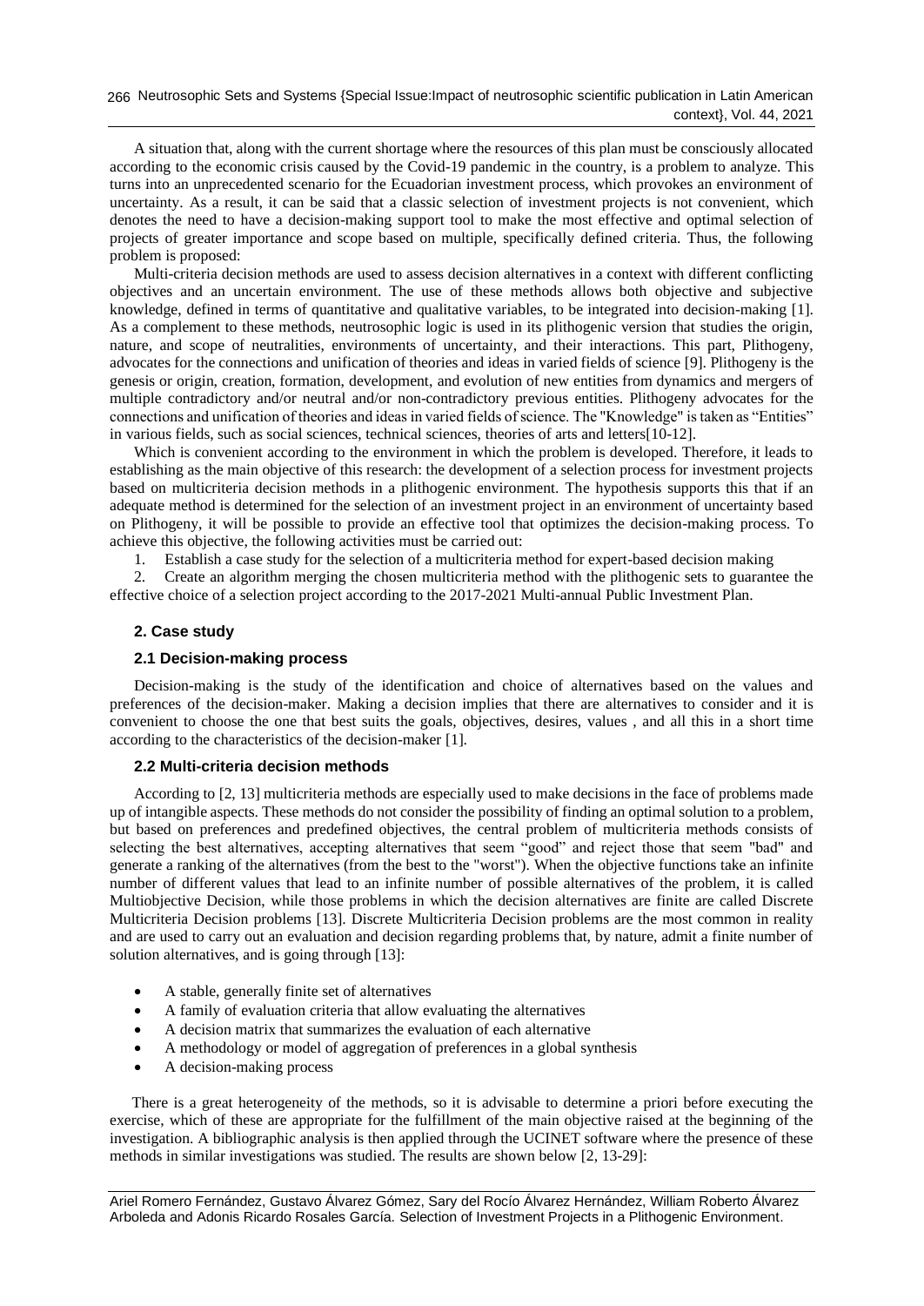A situation that, along with the current shortage where the resources of this plan must be consciously allocated according to the economic crisis caused by the Covid-19 pandemic in the country, is a problem to analyze. This turns into an unprecedented scenario for the Ecuadorian investment process, which provokes an environment of uncertainty. As a result, it can be said that a classic selection of investment projects is not convenient, which denotes the need to have a decision-making support tool to make the most effective and optimal selection of projects of greater importance and scope based on multiple, specifically defined criteria. Thus, the following problem is proposed:

Multi-criteria decision methods are used to assess decision alternatives in a context with different conflicting objectives and an uncertain environment. The use of these methods allows both objective and subjective knowledge, defined in terms of quantitative and qualitative variables, to be integrated into decision-making [1]. As a complement to these methods, neutrosophic logic is used in its plithogenic version that studies the origin, nature, and scope of neutralities, environments of uncertainty, and their interactions. This part, Plithogeny, advocates for the connections and unification of theories and ideas in varied fields of science [9]. Plithogeny is the genesis or origin, creation, formation, development, and evolution of new entities from dynamics and mergers of multiple contradictory and/or neutral and/or non-contradictory previous entities. Plithogeny advocates for the connections and unification of theories and ideas in varied fields of science. The "Knowledge" is taken as "Entities" in various fields, such as social sciences, technical sciences, theories of arts and letters[10-12].

Which is convenient according to the environment in which the problem is developed. Therefore, it leads to establishing as the main objective of this research: the development of a selection process for investment projects based on multicriteria decision methods in a plithogenic environment. The hypothesis supports this that if an adequate method is determined for the selection of an investment project in an environment of uncertainty based on Plithogeny, it will be possible to provide an effective tool that optimizes the decision-making process. To achieve this objective, the following activities must be carried out:

1. Establish a case study for the selection of a multicriteria method for expert-based decision making
2. Create an algorithm merging the chosen multicriteria method with the plithogenic sets to guarantee the effective choice of a selection project according to the 2017-2021 Multi-annual Public Investment Plan.

## 2. Case study

### 2.1 Decision-making process

Decision-making is the study of the identification and choice of alternatives based on the values and preferences of the decision-maker. Making a decision implies that there are alternatives to consider and it is convenient to choose the one that best suits the goals, objectives, desires, values , and all this in a short time according to the characteristics of the decision-maker [1].

### 2.2 Multi-criteria decision methods

According to [2, 13] multicriteria methods are especially used to make decisions in the face of problems made up of intangible aspects. These methods do not consider the possibility of finding an optimal solution to a problem, but based on preferences and predefined objectives, the central problem of multicriteria methods consists of selecting the best alternatives, accepting alternatives that seem "good" and reject those that seem "bad" and generate a ranking of the alternatives (from the best to the "worst"). When the objective functions take an infinite number of different values that lead to an infinite number of possible alternatives of the problem, it is called Multiobjective Decision, while those problems in which the decision alternatives are finite are called Discrete Multicriteria Decision problems [13]. Discrete Multicriteria Decision problems are the most common in reality and are used to carry out an evaluation and decision regarding problems that, by nature, admit a finite number of solution alternatives, and is going through [13]:

- A stable, generally finite set of alternatives
- A family of evaluation criteria that allow evaluating the alternatives
- A decision matrix that summarizes the evaluation of each alternative
- A methodology or model of aggregation of preferences in a global synthesis
- A decision-making process

There is a great heterogeneity of the methods, so it is advisable to determine a priori before executing the exercise, which of these are appropriate for the fulfillment of the main objective raised at the beginning of the investigation. A bibliographic analysis is then applied through the UCINET software where the presence of these methods in similar investigations was studied. The results are shown below [2, 13-29]: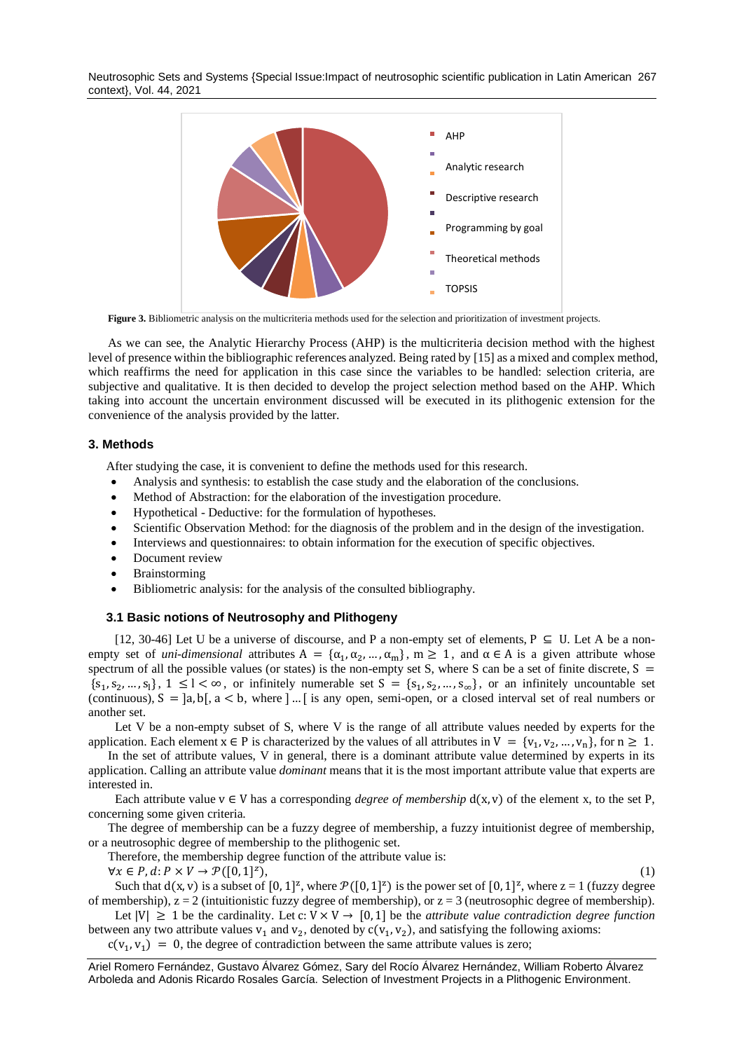Figure 3. Bibliometric analysis on the multicriteria methods used for the selection and prioritization of investment projects.

As we can see, the Analytic Hierarchy Process (AHP) is the multicriteria decision method with the highest level of presence within the bibliographic references analyzed. Being rated by [15] as a mixed and complex method, which reaffirms the need for application in this case since the variables to be handled: selection criteria, are subjective and qualitative. It is then decided to develop the project selection method based on the AHP. Which taking into account the uncertain environment discussed will be executed in its plithogenic extension for the convenience of the analysis provided by the latter.

## 3. Methods

After studying the case, it is convenient to define the methods used for this research.

- Analysis and synthesis: to establish the case study and the elaboration of the conclusions.
- Method of Abstraction: for the elaboration of the investigation procedure.
- Hypothetical - Deductive: for the formulation of hypotheses.
- Scientific Observation Method: for the diagnosis of the problem and in the design of the investigation.
- Interviews and questionnaires: to obtain information for the execution of specific objectives.
- Document review
- Brainstorming
- Bibliometric analysis: for the analysis of the consulted bibliography.

### 3.1 Basic notions of Neutrosophy and Plithogeny

[12, 30-46] Let U be a universe of discourse, and P a non-empty set of elements, $P \subseteq U$. Let A be a non-empty set of *uni-dimensional* attributes $A = \{\alpha_1, \alpha_2, \dots, \alpha_m\}$, $m \geq 1$, and $\alpha \in A$ is a given attribute whose spectrum of all the possible values (or states) is the non-empty set S, where S can be a set of finite discrete, $S = \{s_1, s_2, \dots, s_l\}$, $1 \leq l < \infty$, or infinitely numerable set $S = \{s_1, s_2, \dots, s_\infty\}$, or an infinitely uncountable set (continuous), $S = ]a, b[$, $a < b$, where $] \dots [$ is any open, semi-open, or a closed interval set of real numbers or another set.

Let V be a non-empty subset of S, where V is the range of all attribute values needed by experts for the application. Each element $x \in P$ is characterized by the values of all attributes in $V = \{v_1, v_2, \dots, v_n\}$, for $n \geq 1$.

In the set of attribute values, V in general, there is a dominant attribute value determined by experts in its application. Calling an attribute value *dominant* means that it is the most important attribute value that experts are interested in.

Each attribute value $v \in V$ has a corresponding *degree of membership* $d(x, v)$ of the element x, to the set P, concerning some given criteria.

The degree of membership can be a fuzzy degree of membership, a fuzzy intuitionist degree of membership, or a neutrosophic degree of membership to the plithogenic set.

Therefore, the membership degree function of the attribute value is:

$$\forall x \in P, d: P \times V \to \mathcal{P}([0,1]^z), \tag{1}$$

Such that $d(x, v)$ is a subset of $[0,1]^z$, where $\mathcal{P}([0,1]^z)$ is the power set of $[0,1]^z$, where z = 1 (fuzzy degree of membership), z = 2 (intuitionistic fuzzy degree of membership), or z = 3 (neutrosophic degree of membership).

Let $|V| \geq 1$ be the cardinality. Let $c: V \times V \to [0,1]$ be the *attribute value contradiction degree function* between any two attribute values $v_1$ and $v_2$, denoted by $c(v_1, v_2)$, and satisfying the following axioms:

$c(v_1, v_1) = 0$, the degree of contradiction between the same attribute values is zero;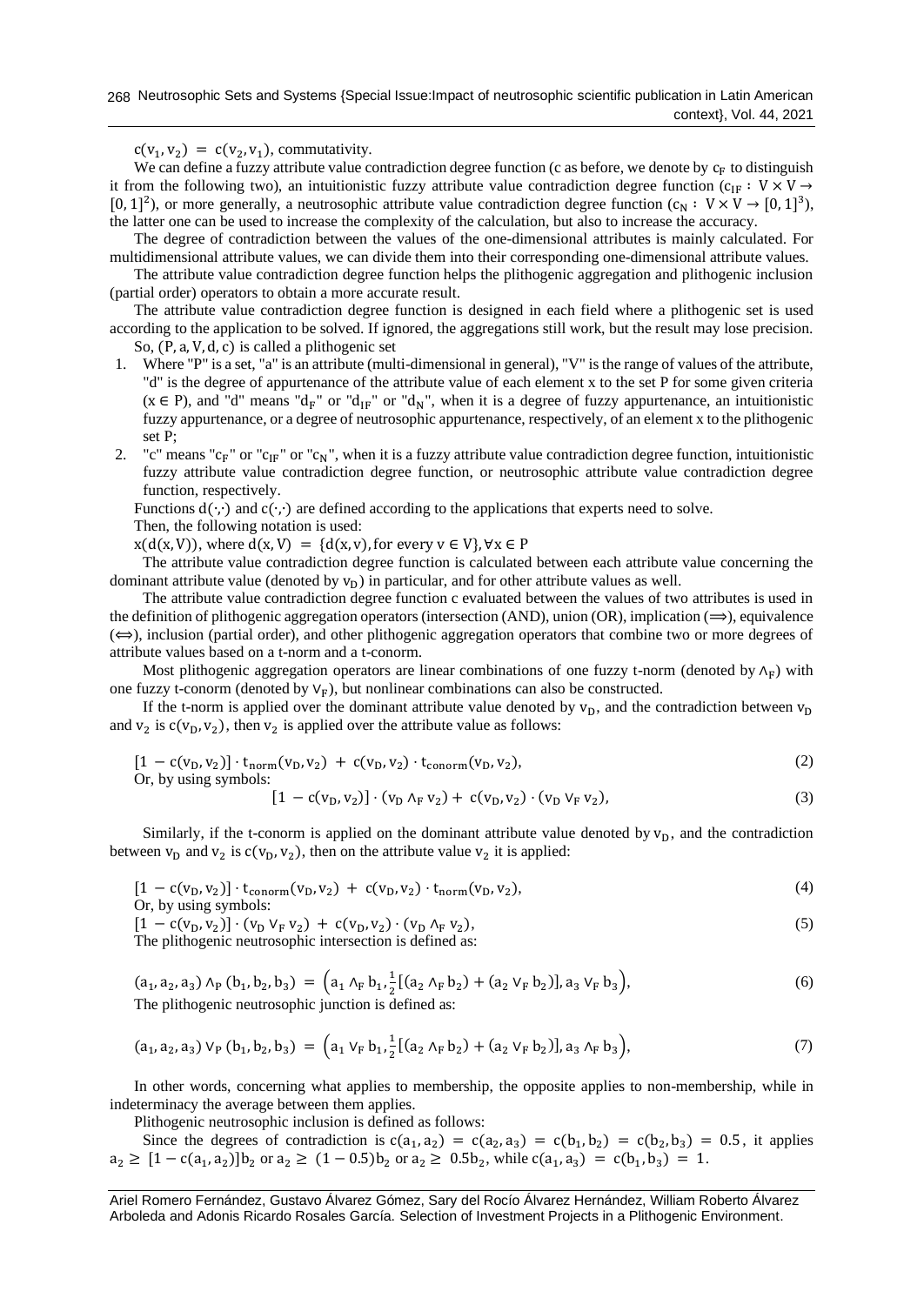$c(v_1, v_2) = c(v_2, v_1)$, commutativity.

We can define a fuzzy attribute value contradiction degree function (c as before, we denote by $c_F$ to distinguish it from the following two), an intuitionistic fuzzy attribute value contradiction degree function ($c_{IF} : V \times V \to [0, 1]^2$), or more generally, a neutrosophic attribute value contradiction degree function ($c_N : V \times V \to [0, 1]^3$), the latter one can be used to increase the complexity of the calculation, but also to increase the accuracy.

The degree of contradiction between the values of the one-dimensional attributes is mainly calculated. For multidimensional attribute values, we can divide them into their corresponding one-dimensional attribute values.

The attribute value contradiction degree function helps the plithogenic aggregation and plithogenic inclusion (partial order) operators to obtain a more accurate result.

The attribute value contradiction degree function is designed in each field where a plithogenic set is used according to the application to be solved. If ignored, the aggregations still work, but the result may lose precision.

So, $(P, a, V, d, c)$ is called a plithogenic set

1. Where "P" is a set, "a" is an attribute (multi-dimensional in general), "V" is the range of values of the attribute, "d" is the degree of appurtenance of the attribute value of each element x to the set P for some given criteria ($x \in P$), and "d" means "$d_F$" or "$d_{IF}$" or "$d_N$", when it is a degree of fuzzy appurtenance, an intuitionistic fuzzy appurtenance, or a degree of neutrosophic appurtenance, respectively, of an element x to the plithogenic set P;
2. "c" means "$c_F$" or "$c_{IF}$" or "$c_N$", when it is a fuzzy attribute value contradiction degree function, intuitionistic fuzzy attribute value contradiction degree function, or neutrosophic attribute value contradiction degree function, respectively.

Functions $d(\cdot,\cdot)$ and $c(\cdot,\cdot)$ are defined according to the applications that experts need to solve.

Then, the following notation is used:

$x(d(x, V))$, where $d(x, V) = \{d(x, v), \text{for every } v \in V\}, \forall x \in P$

The attribute value contradiction degree function is calculated between each attribute value concerning the dominant attribute value (denoted by $v_D$) in particular, and for other attribute values as well.

The attribute value contradiction degree function c evaluated between the values of two attributes is used in the definition of plithogenic aggregation operators (intersection (AND), union (OR), implication ($\Rightarrow$), equivalence ($\Leftrightarrow$), inclusion (partial order), and other plithogenic aggregation operators that combine two or more degrees of attribute values based on a t-norm and a t-conorm.

Most plithogenic aggregation operators are linear combinations of one fuzzy t-norm (denoted by $\wedge_F$) with one fuzzy t-conorm (denoted by $\vee_F$), but nonlinear combinations can also be constructed.

If the t-norm is applied over the dominant attribute value denoted by $v_D$, and the contradiction between $v_D$ and $v_2$ is $c(v_D, v_2)$, then $v_2$ is applied over the attribute value as follows:

$$[1 - c(v_D, v_2)] \cdot t_{norm}(v_D, v_2) + c(v_D, v_2) \cdot t_{conorm}(v_D, v_2), \tag{2}$$

Or, by using symbols:

$$[1 - c(v_D, v_2)] \cdot (v_D \wedge_F v_2) + c(v_D, v_2) \cdot (v_D \vee_F v_2), \tag{3}$$

Similarly, if the t-conorm is applied on the dominant attribute value denoted by $v_D$, and the contradiction between $v_D$ and $v_2$ is $c(v_D, v_2)$, then on the attribute value $v_2$ it is applied:

$$[1 - c(v_D, v_2)] \cdot t_{conorm}(v_D, v_2) + c(v_D, v_2) \cdot t_{norm}(v_D, v_2), \tag{4}$$

Or, by using symbols:

$$[1 - c(v_D, v_2)] \cdot (v_D \vee_F v_2) + c(v_D, v_2) \cdot (v_D \wedge_F v_2), \tag{5}$$

The plithogenic neutrosophic intersection is defined as:

$$(a_1, a_2, a_3) \wedge_P (b_1, b_2, b_3) = \left(a_1 \wedge_F b_1, \frac{1}{2}[(a_2 \wedge_F b_2) + (a_2 \vee_F b_2)], a_3 \vee_F b_3\right), \tag{6}$$

The plithogenic neutrosophic junction is defined as:

$$(a_1, a_2, a_3) \vee_P (b_1, b_2, b_3) = \left(a_1 \vee_F b_1, \frac{1}{2}[(a_2 \wedge_F b_2) + (a_2 \vee_F b_2)], a_3 \wedge_F b_3\right), \tag{7}$$

In other words, concerning what applies to membership, the opposite applies to non-membership, while in indeterminacy the average between them applies.

Plithogenic neutrosophic inclusion is defined as follows:

Since the degrees of contradiction is $c(a_1, a_2) = c(a_2, a_3) = c(b_1, b_2) = c(b_2, b_3) = 0.5$, it applies $a_2 \geq [1 - c(a_1, a_2)]b_2$ or $a_2 \geq (1 - 0.5)b_2$ or $a_2 \geq 0.5b_2$, while $c(a_1, a_3) = c(b_1, b_3) = 1$.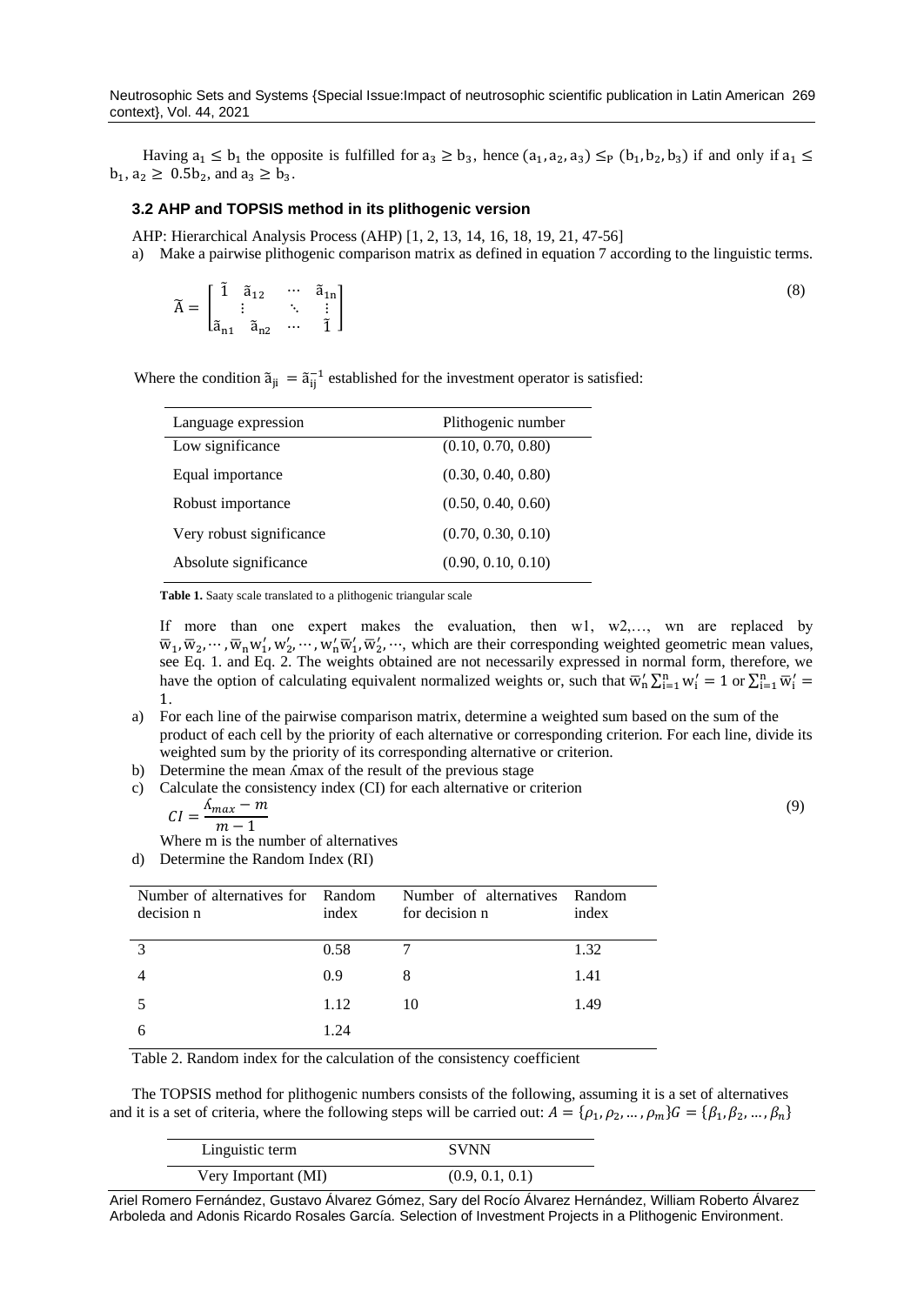Having $a_1 \leq b_1$ the opposite is fulfilled for $a_3 \geq b_3$, hence $(a_1, a_2, a_3) \leq_P (b_1, b_2, b_3)$ if and only if $a_1 \leq b_1$, $a_2 \geq 0.5b_2$, and $a_3 \geq b_3$.

### 3.2 AHP and TOPSIS method in its plithogenic version

AHP: Hierarchical Analysis Process (AHP) [1, 2, 13, 14, 16, 18, 19, 21, 47-56]

a) Make a pairwise plithogenic comparison matrix as defined in equation 7 according to the linguistic terms.

$$\tilde{A} = \begin{bmatrix} \tilde{1} & \tilde{a}_{12} & \cdots & \tilde{a}_{1n} \\ \vdots & & \ddots & \vdots \\ \tilde{a}_{n1} & \tilde{a}_{n2} & \cdots & \tilde{1} \end{bmatrix} \tag{8}$$

Where the condition $\tilde{a}_{ji} = \tilde{a}_{ij}^{-1}$ established for the investment operator is satisfied:

| Language expression | Plithogenic number |
|---|---|
| Low significance | (0.10, 0.70, 0.80) |
| Equal importance | (0.30, 0.40, 0.80) |
| Robust importance | (0.50, 0.40, 0.60) |
| Very robust significance | (0.70, 0.30, 0.10) |
| Absolute significance | (0.90, 0.10, 0.10) |

**Table 1.** Saaty scale translated to a plithogenic triangular scale

If more than one expert makes the evaluation, then w1, w2,…, wn are replaced by $\overline{w}_1, \overline{w}_2, \cdots, \overline{w}_n w_1', w_2', \cdots, w_n' \overline{w}_1', \overline{w}_2', \cdots$, which are their corresponding weighted geometric mean values, see Eq. 1. and Eq. 2. The weights obtained are not necessarily expressed in normal form, therefore, we have the option of calculating equivalent normalized weights or, such that $\overline{w}_n' \sum_{i=1}^{n} w_i' = 1$ or $\sum_{i=1}^{n} \overline{w}_i' = 1$.

a) For each line of the pairwise comparison matrix, determine a weighted sum based on the sum of the product of each cell by the priority of each alternative or corresponding criterion. For each line, divide its weighted sum by the priority of its corresponding alternative or criterion.
b) Determine the mean ʎmax of the result of the previous stage
c) Calculate the consistency index (CI) for each alternative or criterion

$$CI = \frac{ʎ_{max} - m}{m - 1} \tag{9}$$

Where m is the number of alternatives

d) Determine the Random Index (RI)

| Number of alternatives for decision n | Random index | Number of alternatives for decision n | Random index |
|---|---|---|---|
| 3 | 0.58 | 7 | 1.32 |
| 4 | 0.9 | 8 | 1.41 |
| 5 | 1.12 | 10 | 1.49 |
| 6 | 1.24 | | |

Table 2. Random index for the calculation of the consistency coefficient

The TOPSIS method for plithogenic numbers consists of the following, assuming it is a set of alternatives and it is a set of criteria, where the following steps will be carried out: $A = \{\rho_1, \rho_2, \dots, \rho_m\} G = \{\beta_1, \beta_2, \dots, \beta_n\}$

| Linguistic term | SVNN |
|---|---|
| Very Important (MI) | (0.9, 0.1, 0.1) |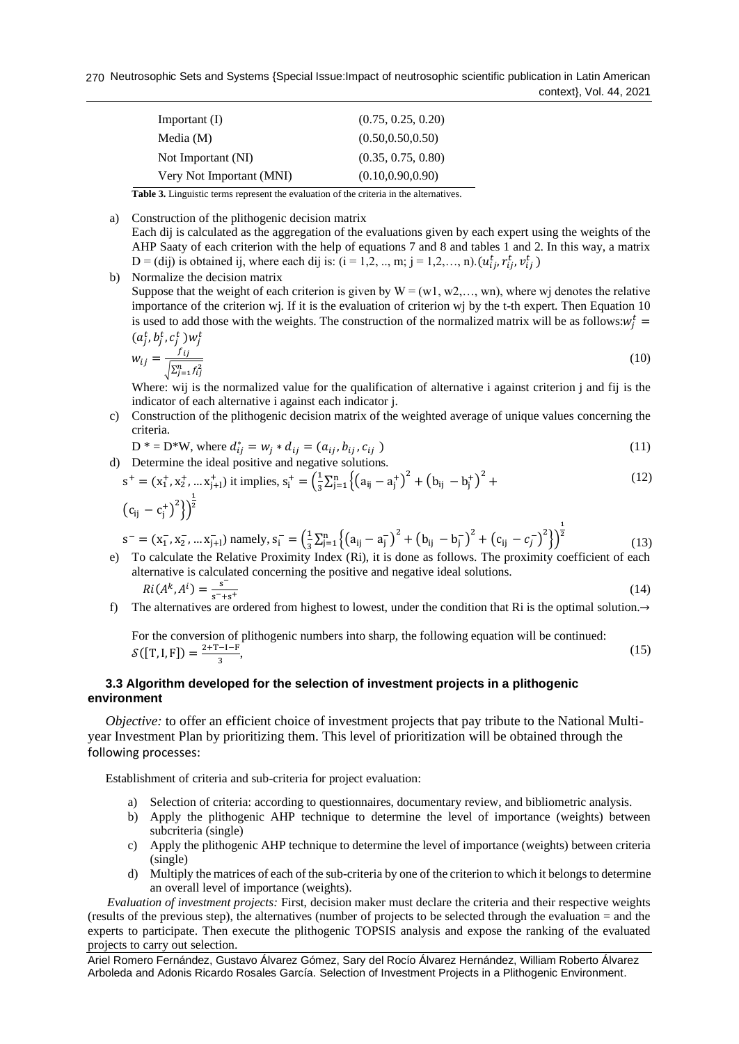| | |
|---|---|
| Important (I) | (0.75, 0.25, 0.20) |
| Media (M) | (0.50,0.50,0.50) |
| Not Important (NI) | (0.35, 0.75, 0.80) |
| Very Not Important (MNI) | (0.10,0.90,0.90) |

**Table 3.** Linguistic terms represent the evaluation of the criteria in the alternatives.

a) Construction of the plithogenic decision matrix
   Each dij is calculated as the aggregation of the evaluations given by each expert using the weights of the AHP Saaty of each criterion with the help of equations 7 and 8 and tables 1 and 2. In this way, a matrix D = (dij) is obtained ij, where each dij is: (i = 1,2, .., m; j = 1,2,…, n).$(u_{ij}^t, r_{ij}^t, v_{ij}^t)$

b) Normalize the decision matrix
   Suppose that the weight of each criterion is given by W = (w1, w2,…, wn), where wj denotes the relative importance of the criterion wj. If it is the evaluation of criterion wj by the t-th expert. Then Equation 10 is used to add those with the weights. The construction of the normalized matrix will be as follows:$w_j^t = (a_j^t, b_j^t, c_j^t)w_j^t$

$$w_{ij} = \frac{f_{ij}}{\sqrt{\sum_{j=1}^{n} f_{ij}^2}} \tag{10}$$

   Where: wij is the normalized value for the qualification of alternative i against criterion j and fij is the indicator of each alternative i against each indicator j.

c) Construction of the plithogenic decision matrix of the weighted average of unique values concerning the criteria.

$$D^* = D^*W, \text{ where } d_{ij}^* = w_j * d_{ij} = (a_{ij}, b_{ij}, c_{ij}) \tag{11}$$

d) Determine the ideal positive and negative solutions.

$$s^+ = (x_1^+, x_2^+, \dots x_{j+1}^+) \text{ it implies, } s_i^+ = \left(\frac{1}{3}\sum_{j=1}^{n}\left\{\left(a_{ij} - a_j^+\right)^2 + \left(b_{ij} - b_j^+\right)^2 + \left(c_{ij} - c_j^+\right)^2\right\}\right)^{\frac{1}{2}} \tag{12}$$

$$s^- = (x_1^-, x_2^-, \dots x_{j+1}^-) \text{ namely, } s_i^- = \left(\frac{1}{3}\sum_{j=1}^{n}\left\{\left(a_{ij} - a_j^-\right)^2 + \left(b_{ij} - b_j^-\right)^2 + \left(c_{ij} - c_j^-\right)^2\right\}\right)^{\frac{1}{2}} \tag{13}$$

e) To calculate the Relative Proximity Index (Ri), it is done as follows. The proximity coefficient of each alternative is calculated concerning the positive and negative ideal solutions.

$$Ri(A^k, A^i) = \frac{s^-}{s^- + s^+} \tag{14}$$

f) The alternatives are ordered from highest to lowest, under the condition that Ri is the optimal solution.→

   For the conversion of plithogenic numbers into sharp, the following equation will be continued:

$$\mathcal{S}([T, I, F]) = \frac{2 + T - I - F}{3}, \tag{15}$$

### 3.3 Algorithm developed for the selection of investment projects in a plithogenic environment

*Objective:* to offer an efficient choice of investment projects that pay tribute to the National Multi-year Investment Plan by prioritizing them. This level of prioritization will be obtained through the following processes:

Establishment of criteria and sub-criteria for project evaluation:

a) Selection of criteria: according to questionnaires, documentary review, and bibliometric analysis.
b) Apply the plithogenic AHP technique to determine the level of importance (weights) between subcriteria (single)
c) Apply the plithogenic AHP technique to determine the level of importance (weights) between criteria (single)
d) Multiply the matrices of each of the sub-criteria by one of the criterion to which it belongs to determine an overall level of importance (weights).

*Evaluation of investment projects:* First, decision maker must declare the criteria and their respective weights (results of the previous step), the alternatives (number of projects to be selected through the evaluation = and the experts to participate. Then execute the plithogenic TOPSIS analysis and expose the ranking of the evaluated projects to carry out selection.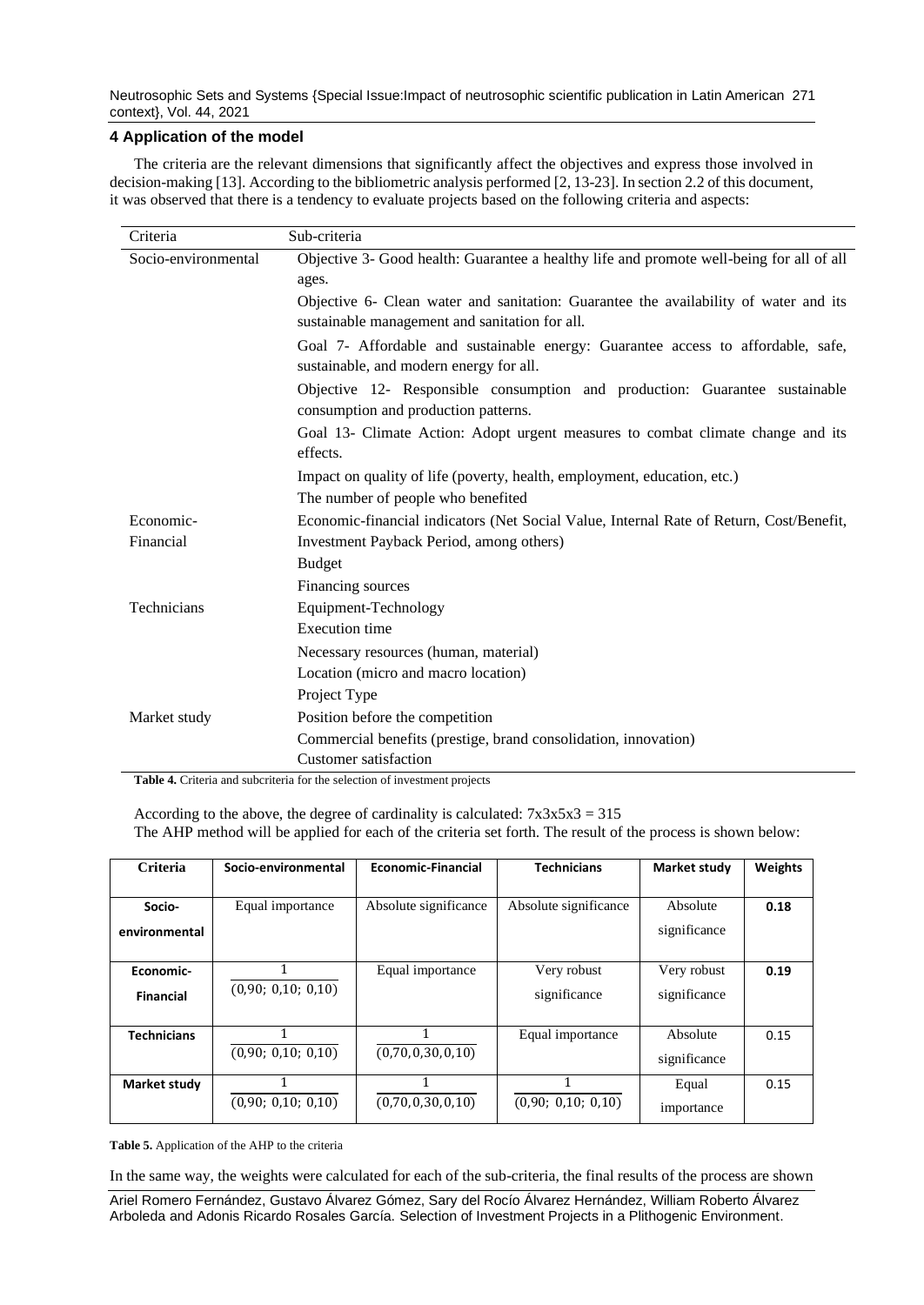## 4 Application of the model

The criteria are the relevant dimensions that significantly affect the objectives and express those involved in decision-making [13]. According to the bibliometric analysis performed [2, 13-23]. In section 2.2 of this document, it was observed that there is a tendency to evaluate projects based on the following criteria and aspects:

| Criteria | Sub-criteria |
|---|---|
| Socio-environmental | Objective 3- Good health: Guarantee a healthy life and promote well-being for all of all ages. |
| | Objective 6- Clean water and sanitation: Guarantee the availability of water and its sustainable management and sanitation for all. |
| | Goal 7- Affordable and sustainable energy: Guarantee access to affordable, safe, sustainable, and modern energy for all. |
| | Objective 12- Responsible consumption and production: Guarantee sustainable consumption and production patterns. |
| | Goal 13- Climate Action: Adopt urgent measures to combat climate change and its effects. |
| | Impact on quality of life (poverty, health, employment, education, etc.) |
| | The number of people who benefited |
| Economic-Financial | Economic-financial indicators (Net Social Value, Internal Rate of Return, Cost/Benefit, Investment Payback Period, among others) |
| | Budget |
| | Financing sources |
| Technicians | Equipment-Technology |
| | Execution time |
| | Necessary resources (human, material) |
| | Location (micro and macro location) |
| | Project Type |
| Market study | Position before the competition |
| | Commercial benefits (prestige, brand consolidation, innovation) |
| | Customer satisfaction |

**Table 4.** Criteria and subcriteria for the selection of investment projects

According to the above, the degree of cardinality is calculated: 7x3x5x3 = 315

The AHP method will be applied for each of the criteria set forth. The result of the process is shown below:

| Criteria | Socio-environmental | Economic-Financial | Technicians | Market study | Weights |
|---|---|---|---|---|---|
| **Socio-environmental** | Equal importance | Absolute significance | Absolute significance | Absolute significance | **0.18** |
| **Economic-Financial** | $\frac{1}{(0{,}90;\ 0{,}10;\ 0{,}10)}$ | Equal importance | Very robust significance | Very robust significance | **0.19** |
| **Technicians** | $\frac{1}{(0{,}90;\ 0{,}10;\ 0{,}10)}$ | $\frac{1}{(0{,}70, 0{,}30, 0{,}10)}$ | Equal importance | Absolute significance | 0.15 |
| **Market study** | $\frac{1}{(0{,}90;\ 0{,}10;\ 0{,}10)}$ | $\frac{1}{(0{,}70, 0{,}30, 0{,}10)}$ | $\frac{1}{(0{,}90;\ 0{,}10;\ 0{,}10)}$ | Equal importance | 0.15 |

**Table 5.** Application of the AHP to the criteria

In the same way, the weights were calculated for each of the sub-criteria, the final results of the process are shown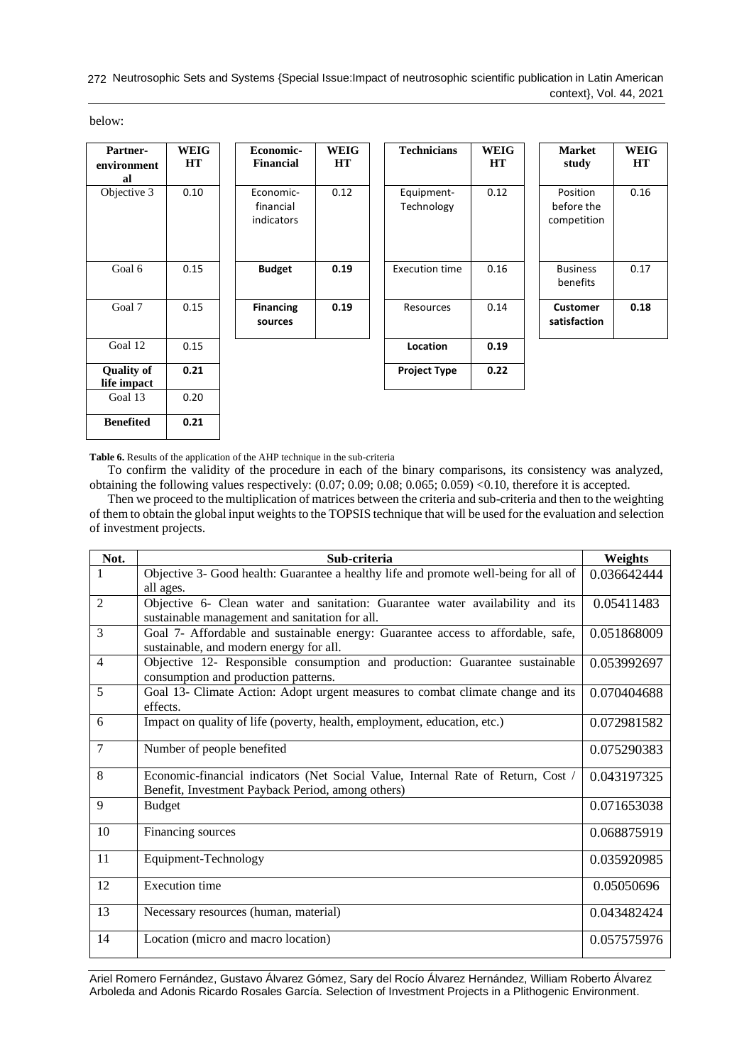below:

| Partner-environmental | WEIGHT |
|---|---|
| Objective 3 | 0.10 |
| Goal 6 | 0.15 |
| Goal 7 | 0.15 |
| Goal 12 | 0.15 |
| **Quality of life impact** | **0.21** |
| Goal 13 | 0.20 |
| **Benefited** | **0.21** |

| Economic-Financial | WEIGHT |
|---|---|
| Economic-financial indicators | 0.12 |
| **Budget** | **0.19** |
| **Financing sources** | **0.19** |

| Technicians | WEIGHT |
|---|---|
| Equipment-Technology | 0.12 |
| Execution time | 0.16 |
| Resources | 0.14 |
| **Location** | **0.19** |
| **Project Type** | **0.22** |

| Market study | WEIGHT |
|---|---|
| Position before the competition | 0.16 |
| Business benefits | 0.17 |
| **Customer satisfaction** | **0.18** |

**Table 6.** Results of the application of the AHP technique in the sub-criteria

To confirm the validity of the procedure in each of the binary comparisons, its consistency was analyzed, obtaining the following values respectively: (0.07; 0.09; 0.08; 0.065; 0.059) <0.10, therefore it is accepted.

Then we proceed to the multiplication of matrices between the criteria and sub-criteria and then to the weighting of them to obtain the global input weights to the TOPSIS technique that will be used for the evaluation and selection of investment projects.

| Not. | Sub-criteria | Weights |
|---|---|---|
| 1 | Objective 3- Good health: Guarantee a healthy life and promote well-being for all of all ages. | 0.036642444 |
| 2 | Objective 6- Clean water and sanitation: Guarantee water availability and its sustainable management and sanitation for all. | 0.05411483 |
| 3 | Goal 7- Affordable and sustainable energy: Guarantee access to affordable, safe, sustainable, and modern energy for all. | 0.051868009 |
| 4 | Objective 12- Responsible consumption and production: Guarantee sustainable consumption and production patterns. | 0.053992697 |
| 5 | Goal 13- Climate Action: Adopt urgent measures to combat climate change and its effects. | 0.070404688 |
| 6 | Impact on quality of life (poverty, health, employment, education, etc.) | 0.072981582 |
| 7 | Number of people benefited | 0.075290383 |
| 8 | Economic-financial indicators (Net Social Value, Internal Rate of Return, Cost / Benefit, Investment Payback Period, among others) | 0.043197325 |
| 9 | Budget | 0.071653038 |
| 10 | Financing sources | 0.068875919 |
| 11 | Equipment-Technology | 0.035920985 |
| 12 | Execution time | 0.05050696 |
| 13 | Necessary resources (human, material) | 0.043482424 |
| 14 | Location (micro and macro location) | 0.057575976 |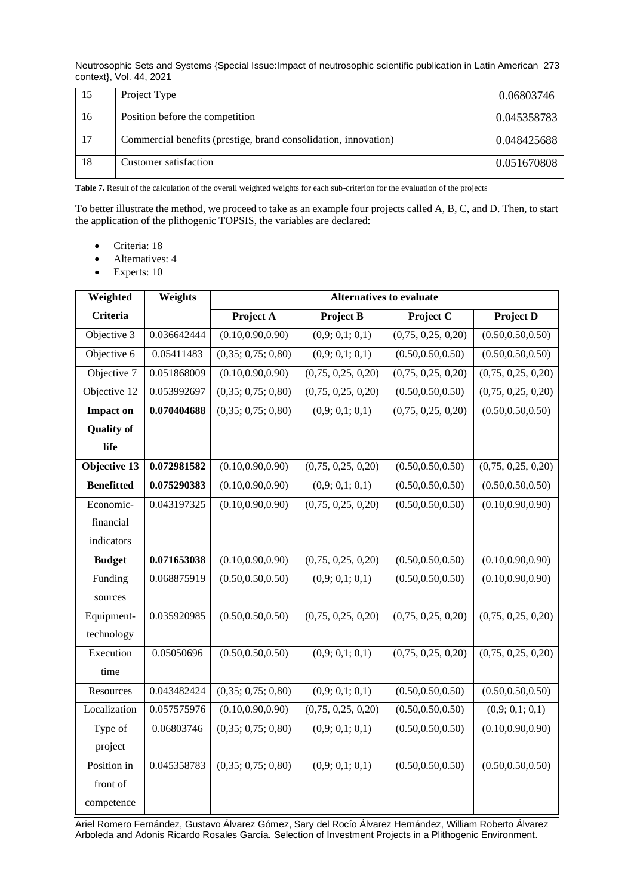| 15 | Project Type | 0.06803746 |
|---|---|---|
| 16 | Position before the competition | 0.045358783 |
| 17 | Commercial benefits (prestige, brand consolidation, innovation) | 0.048425688 |
| 18 | Customer satisfaction | 0.051670808 |

**Table 7.** Result of the calculation of the overall weighted weights for each sub-criterion for the evaluation of the projects

To better illustrate the method, we proceed to take as an example four projects called A, B, C, and D. Then, to start the application of the plithogenic TOPSIS, the variables are declared:

- Criteria: 18
- Alternatives: 4
- Experts: 10

| Weighted Criteria | Weights | Alternatives to evaluate | | | |
|---|---|---|---|---|---|
| | | **Project A** | **Project B** | **Project C** | **Project D** |
| Objective 3 | 0.036642444 | (0.10,0.90,0.90) | (0,9; 0,1; 0,1) | (0,75, 0,25, 0,20) | (0.50,0.50,0.50) |
| Objective 6 | 0.05411483 | (0,35; 0,75; 0,80) | (0,9; 0,1; 0,1) | (0.50,0.50,0.50) | (0.50,0.50,0.50) |
| Objective 7 | 0.051868009 | (0.10,0.90,0.90) | (0,75, 0,25, 0,20) | (0,75, 0,25, 0,20) | (0,75, 0,25, 0,20) |
| Objective 12 | 0.053992697 | (0,35; 0,75; 0,80) | (0,75, 0,25, 0,20) | (0.50,0.50,0.50) | (0,75, 0,25, 0,20) |
| **Impact on Quality of life** | **0.070404688** | (0,35; 0,75; 0,80) | (0,9; 0,1; 0,1) | (0,75, 0,25, 0,20) | (0.50,0.50,0.50) |
| **Objective 13** | **0.072981582** | (0.10,0.90,0.90) | (0,75, 0,25, 0,20) | (0.50,0.50,0.50) | (0,75, 0,25, 0,20) |
| **Benefitted** | **0.075290383** | (0.10,0.90,0.90) | (0,9; 0,1; 0,1) | (0.50,0.50,0.50) | (0.50,0.50,0.50) |
| Economic-financial indicators | 0.043197325 | (0.10,0.90,0.90) | (0,75, 0,25, 0,20) | (0.50,0.50,0.50) | (0.10,0.90,0.90) |
| **Budget** | **0.071653038** | (0.10,0.90,0.90) | (0,75, 0,25, 0,20) | (0.50,0.50,0.50) | (0.10,0.90,0.90) |
| Funding sources | 0.068875919 | (0.50,0.50,0.50) | (0,9; 0,1; 0,1) | (0.50,0.50,0.50) | (0.10,0.90,0.90) |
| Equipment-technology | 0.035920985 | (0.50,0.50,0.50) | (0,75, 0,25, 0,20) | (0,75, 0,25, 0,20) | (0,75, 0,25, 0,20) |
| Execution time | 0.05050696 | (0.50,0.50,0.50) | (0,9; 0,1; 0,1) | (0,75, 0,25, 0,20) | (0,75, 0,25, 0,20) |
| Resources | 0.043482424 | (0,35; 0,75; 0,80) | (0,9; 0,1; 0,1) | (0.50,0.50,0.50) | (0.50,0.50,0.50) |
| Localization | 0.057575976 | (0.10,0.90,0.90) | (0,75, 0,25, 0,20) | (0.50,0.50,0.50) | (0,9; 0,1; 0,1) |
| Type of project | 0.06803746 | (0,35; 0,75; 0,80) | (0,9; 0,1; 0,1) | (0.50,0.50,0.50) | (0.10,0.90,0.90) |
| Position in front of competence | 0.045358783 | (0,35; 0,75; 0,80) | (0,9; 0,1; 0,1) | (0.50,0.50,0.50) | (0.50,0.50,0.50) |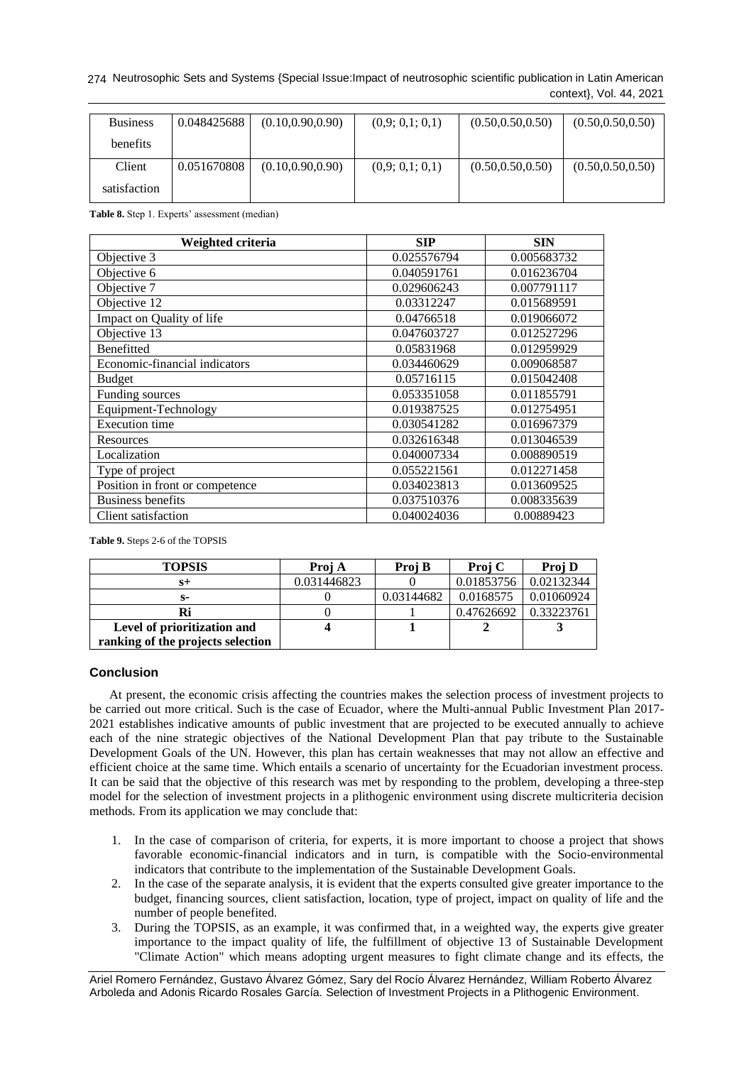| Business benefits | 0.048425688 | (0.10,0.90,0.90) | (0,9; 0,1; 0,1) | (0.50,0.50,0.50) | (0.50,0.50,0.50) |
|---|---|---|---|---|---|
| Client satisfaction | 0.051670808 | (0.10,0.90,0.90) | (0,9; 0,1; 0,1) | (0.50,0.50,0.50) | (0.50,0.50,0.50) |

**Table 8.** Step 1. Experts' assessment (median)

| Weighted criteria | SIP | SIN |
|---|---|---|
| Objective 3 | 0.025576794 | 0.005683732 |
| Objective 6 | 0.040591761 | 0.016236704 |
| Objective 7 | 0.029606243 | 0.007791117 |
| Objective 12 | 0.03312247 | 0.015689591 |
| Impact on Quality of life | 0.04766518 | 0.019066072 |
| Objective 13 | 0.047603727 | 0.012527296 |
| Benefitted | 0.05831968 | 0.012959929 |
| Economic-financial indicators | 0.034460629 | 0.009068587 |
| Budget | 0.05716115 | 0.015042408 |
| Funding sources | 0.053351058 | 0.011855791 |
| Equipment-Technology | 0.019387525 | 0.012754951 |
| Execution time | 0.030541282 | 0.016967379 |
| Resources | 0.032616348 | 0.013046539 |
| Localization | 0.040007334 | 0.008890519 |
| Type of project | 0.055221561 | 0.012271458 |
| Position in front or competence | 0.034023813 | 0.013609525 |
| Business benefits | 0.037510376 | 0.008335639 |
| Client satisfaction | 0.040024036 | 0.00889423 |

**Table 9.** Steps 2-6 of the TOPSIS

| TOPSIS | Proj A | Proj B | Proj C | Proj D |
|---|---|---|---|---|
| s+ | 0.031446823 | 0 | 0.01853756 | 0.02132344 |
| s- | 0 | 0.03144682 | 0.0168575 | 0.01060924 |
| Ri | 0 | 1 | 0.47626692 | 0.33223761 |
| **Level of prioritization and ranking of the projects selection** | **4** | **1** | **2** | **3** |

## Conclusion

At present, the economic crisis affecting the countries makes the selection process of investment projects to be carried out more critical. Such is the case of Ecuador, where the Multi-annual Public Investment Plan 2017-2021 establishes indicative amounts of public investment that are projected to be executed annually to achieve each of the nine strategic objectives of the National Development Plan that pay tribute to the Sustainable Development Goals of the UN. However, this plan has certain weaknesses that may not allow an effective and efficient choice at the same time. Which entails a scenario of uncertainty for the Ecuadorian investment process. It can be said that the objective of this research was met by responding to the problem, developing a three-step model for the selection of investment projects in a plithogenic environment using discrete multicriteria decision methods. From its application we may conclude that:

1. In the case of comparison of criteria, for experts, it is more important to choose a project that shows favorable economic-financial indicators and in turn, is compatible with the Socio-environmental indicators that contribute to the implementation of the Sustainable Development Goals.
2. In the case of the separate analysis, it is evident that the experts consulted give greater importance to the budget, financing sources, client satisfaction, location, type of project, impact on quality of life and the number of people benefited.
3. During the TOPSIS, as an example, it was confirmed that, in a weighted way, the experts give greater importance to the impact quality of life, the fulfillment of objective 13 of Sustainable Development "Climate Action" which means adopting urgent measures to fight climate change and its effects, the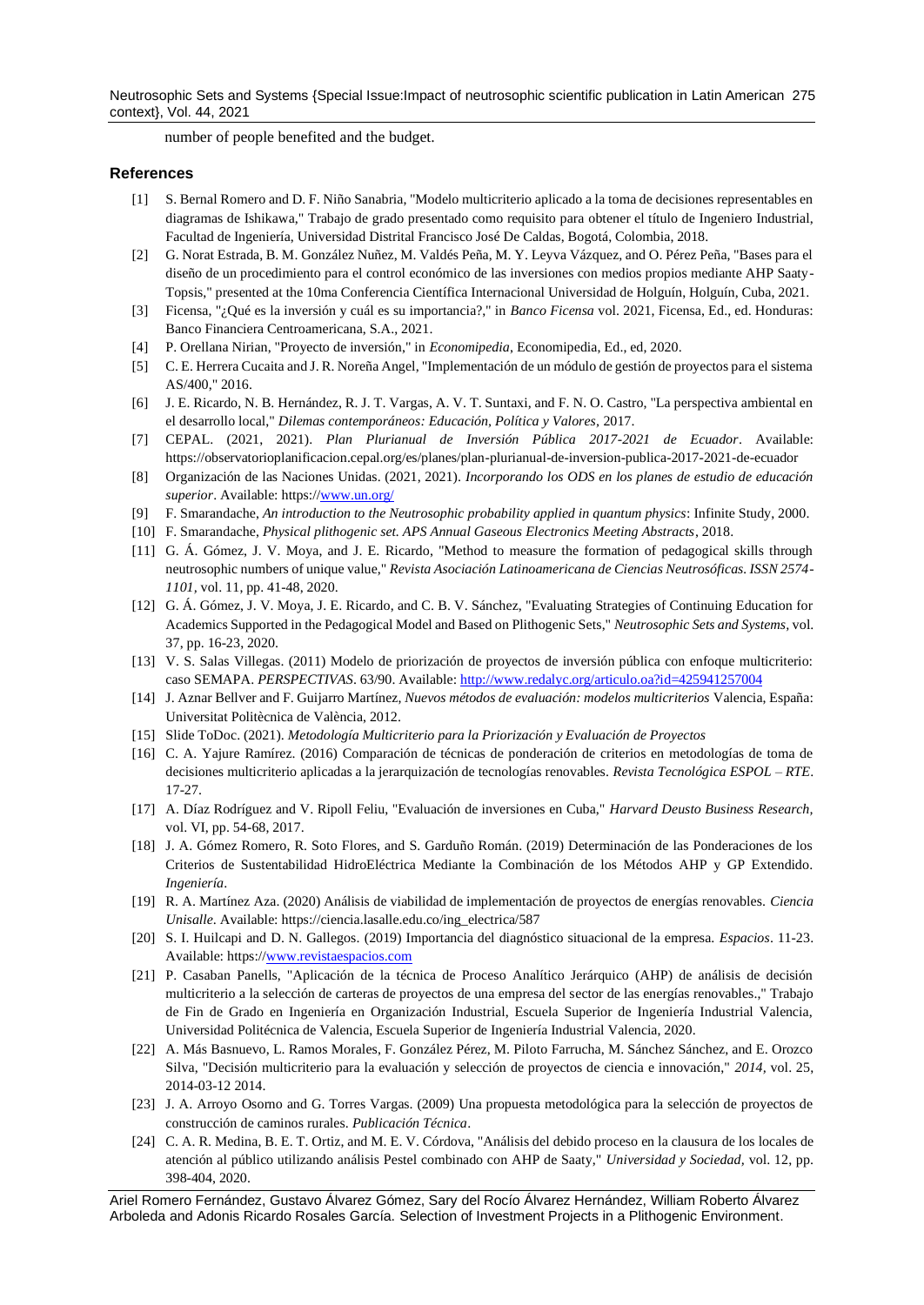number of people benefited and the budget.

## References

[1] S. Bernal Romero and D. F. Niño Sanabria, "Modelo multicriterio aplicado a la toma de decisiones representables en diagramas de Ishikawa," Trabajo de grado presentado como requisito para obtener el título de Ingeniero Industrial, Facultad de Ingeniería, Universidad Distrital Francisco José De Caldas, Bogotá, Colombia, 2018.

[2] G. Norat Estrada, B. M. González Nuñez, M. Valdés Peña, M. Y. Leyva Vázquez, and O. Pérez Peña, "Bases para el diseño de un procedimiento para el control económico de las inversiones con medios propios mediante AHP Saaty-Topsis," presented at the 10ma Conferencia Científica Internacional Universidad de Holguín, Holguín, Cuba, 2021.

[3] Ficensa, "¿Qué es la inversión y cuál es su importancia?," in *Banco Ficensa* vol. 2021, Ficensa, Ed., ed. Honduras: Banco Financiera Centroamericana, S.A., 2021.

[4] P. Orellana Nirian, "Proyecto de inversión," in *Economipedia*, Economipedia, Ed., ed, 2020.

[5] C. E. Herrera Cucaita and J. R. Noreña Angel, "Implementación de un módulo de gestión de proyectos para el sistema AS/400," 2016.

[6] J. E. Ricardo, N. B. Hernández, R. J. T. Vargas, A. V. T. Suntaxi, and F. N. O. Castro, "La perspectiva ambiental en el desarrollo local," *Dilemas contemporáneos: Educación, Política y Valores*, 2017.

[7] CEPAL. (2021, 2021). *Plan Plurianual de Inversión Pública 2017-2021 de Ecuador*. Available: https://observatorioplanificacion.cepal.org/es/planes/plan-plurianual-de-inversion-publica-2017-2021-de-ecuador

[8] Organización de las Naciones Unidas. (2021, 2021). *Incorporando los ODS en los planes de estudio de educación superior*. Available: https://www.un.org/

[9] F. Smarandache, *An introduction to the Neutrosophic probability applied in quantum physics*: Infinite Study, 2000.

[10] F. Smarandache, *Physical plithogenic set. APS Annual Gaseous Electronics Meeting Abstracts*, 2018.

[11] G. Á. Gómez, J. V. Moya, and J. E. Ricardo, "Method to measure the formation of pedagogical skills through neutrosophic numbers of unique value," *Revista Asociación Latinoamericana de Ciencias Neutrosóficas. ISSN 2574-1101*, vol. 11, pp. 41-48, 2020.

[12] G. Á. Gómez, J. V. Moya, J. E. Ricardo, and C. B. V. Sánchez, "Evaluating Strategies of Continuing Education for Academics Supported in the Pedagogical Model and Based on Plithogenic Sets," *Neutrosophic Sets and Systems*, vol. 37, pp. 16-23, 2020.

[13] V. S. Salas Villegas. (2011) Modelo de priorización de proyectos de inversión pública con enfoque multicriterio: caso SEMAPA. *PERSPECTIVAS*. 63/90. Available: http://www.redalyc.org/articulo.oa?id=425941257004

[14] J. Aznar Bellver and F. Guijarro Martínez, *Nuevos métodos de evaluación: modelos multicriterios* Valencia, España: Universitat Politècnica de València, 2012.

[15] Slide ToDoc. (2021). *Metodología Multicriterio para la Priorización y Evaluación de Proyectos*

[16] C. A. Yajure Ramírez. (2016) Comparación de técnicas de ponderación de criterios en metodologías de toma de decisiones multicriterio aplicadas a la jerarquización de tecnologías renovables. *Revista Tecnológica ESPOL – RTE*. 17-27.

[17] A. Díaz Rodríguez and V. Ripoll Feliu, "Evaluación de inversiones en Cuba," *Harvard Deusto Business Research*, vol. VI, pp. 54-68, 2017.

[18] J. A. Gómez Romero, R. Soto Flores, and S. Garduño Román. (2019) Determinación de las Ponderaciones de los Criterios de Sustentabilidad HidroEléctrica Mediante la Combinación de los Métodos AHP y GP Extendido. *Ingeniería*.

[19] R. A. Martínez Aza. (2020) Análisis de viabilidad de implementación de proyectos de energías renovables. *Ciencia Unisalle*. Available: https://ciencia.lasalle.edu.co/ing_electrica/587

[20] S. I. Huilcapi and D. N. Gallegos. (2019) Importancia del diagnóstico situacional de la empresa. *Espacios*. 11-23. Available: https://www.revistaespacios.com

[21] P. Casaban Panells, "Aplicación de la técnica de Proceso Analítico Jerárquico (AHP) de análisis de decisión multicriterio a la selección de carteras de proyectos de una empresa del sector de las energías renovables.," Trabajo de Fin de Grado en Ingeniería en Organización Industrial, Escuela Superior de Ingeniería Industrial Valencia, Universidad Politécnica de Valencia, Escuela Superior de Ingeniería Industrial Valencia, 2020.

[22] A. Más Basnuevo, L. Ramos Morales, F. González Pérez, M. Piloto Farrucha, M. Sánchez Sánchez, and E. Orozco Silva, "Decisión multicriterio para la evaluación y selección de proyectos de ciencia e innovación," *2014*, vol. 25, 2014-03-12 2014.

[23] J. A. Arroyo Osorno and G. Torres Vargas. (2009) Una propuesta metodológica para la selección de proyectos de construcción de caminos rurales. *Publicación Técnica*.

[24] C. A. R. Medina, B. E. T. Ortiz, and M. E. V. Córdova, "Análisis del debido proceso en la clausura de los locales de atención al público utilizando análisis Pestel combinado con AHP de Saaty," *Universidad y Sociedad*, vol. 12, pp. 398-404, 2020.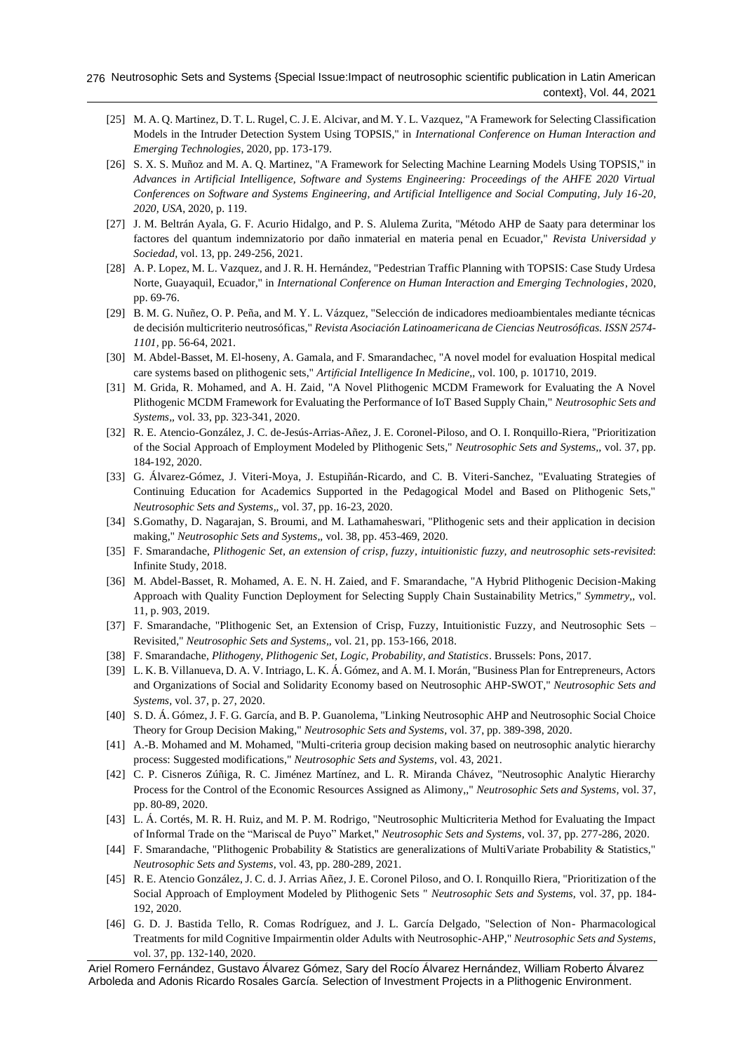[25] M. A. Q. Martinez, D. T. L. Rugel, C. J. E. Alcivar, and M. Y. L. Vazquez, "A Framework for Selecting Classification Models in the Intruder Detection System Using TOPSIS," in *International Conference on Human Interaction and Emerging Technologies*, 2020, pp. 173-179.

[26] S. X. S. Muñoz and M. A. Q. Martinez, "A Framework for Selecting Machine Learning Models Using TOPSIS," in *Advances in Artificial Intelligence, Software and Systems Engineering: Proceedings of the AHFE 2020 Virtual Conferences on Software and Systems Engineering, and Artificial Intelligence and Social Computing, July 16-20, 2020, USA*, 2020, p. 119.

[27] J. M. Beltrán Ayala, G. F. Acurio Hidalgo, and P. S. Alulema Zurita, "Método AHP de Saaty para determinar los factores del quantum indemnizatorio por daño inmaterial en materia penal en Ecuador," *Revista Universidad y Sociedad*, vol. 13, pp. 249-256, 2021.

[28] A. P. Lopez, M. L. Vazquez, and J. R. H. Hernández, "Pedestrian Traffic Planning with TOPSIS: Case Study Urdesa Norte, Guayaquil, Ecuador," in *International Conference on Human Interaction and Emerging Technologies*, 2020, pp. 69-76.

[29] B. M. G. Nuñez, O. P. Peña, and M. Y. L. Vázquez, "Selección de indicadores medioambientales mediante técnicas de decisión multicriterio neutrosóficas," *Revista Asociación Latinoamericana de Ciencias Neutrosóficas. ISSN 2574-1101*, pp. 56-64, 2021.

[30] M. Abdel-Basset, M. El-hoseny, A. Gamala, and F. Smarandachec, "A novel model for evaluation Hospital medical care systems based on plithogenic sets," *Artificial Intelligence In Medicine*,, vol. 100, p. 101710, 2019.

[31] M. Grida, R. Mohamed, and A. H. Zaid, "A Novel Plithogenic MCDM Framework for Evaluating the A Novel Plithogenic MCDM Framework for Evaluating the Performance of IoT Based Supply Chain," *Neutrosophic Sets and Systems*,, vol. 33, pp. 323-341, 2020.

[32] R. E. Atencio-González, J. C. de-Jesús-Arrias-Añez, J. E. Coronel-Piloso, and O. I. Ronquillo-Riera, "Prioritization of the Social Approach of Employment Modeled by Plithogenic Sets," *Neutrosophic Sets and Systems*,, vol. 37, pp. 184-192, 2020.

[33] G. Álvarez-Gómez, J. Viteri-Moya, J. Estupiñán-Ricardo, and C. B. Viteri-Sanchez, "Evaluating Strategies of Continuing Education for Academics Supported in the Pedagogical Model and Based on Plithogenic Sets," *Neutrosophic Sets and Systems*,, vol. 37, pp. 16-23, 2020.

[34] S.Gomathy, D. Nagarajan, S. Broumi, and M. Lathamaheswari, "Plithogenic sets and their application in decision making," *Neutrosophic Sets and Systems*,, vol. 38, pp. 453-469, 2020.

[35] F. Smarandache, *Plithogenic Set, an extension of crisp, fuzzy, intuitionistic fuzzy, and neutrosophic sets-revisited*: Infinite Study, 2018.

[36] M. Abdel-Basset, R. Mohamed, A. E. N. H. Zaied, and F. Smarandache, "A Hybrid Plithogenic Decision-Making Approach with Quality Function Deployment for Selecting Supply Chain Sustainability Metrics," *Symmetry*,, vol. 11, p. 903, 2019.

[37] F. Smarandache, "Plithogenic Set, an Extension of Crisp, Fuzzy, Intuitionistic Fuzzy, and Neutrosophic Sets – Revisited," *Neutrosophic Sets and Systems*,, vol. 21, pp. 153-166, 2018.

[38] F. Smarandache, *Plithogeny, Plithogenic Set, Logic, Probability, and Statistics*. Brussels: Pons, 2017.

[39] L. K. B. Villanueva, D. A. V. Intriago, L. K. Á. Gómez, and A. M. I. Morán, "Business Plan for Entrepreneurs, Actors and Organizations of Social and Solidarity Economy based on Neutrosophic AHP-SWOT," *Neutrosophic Sets and Systems*, vol. 37, p. 27, 2020.

[40] S. D. Á. Gómez, J. F. G. García, and B. P. Guanolema, "Linking Neutrosophic AHP and Neutrosophic Social Choice Theory for Group Decision Making," *Neutrosophic Sets and Systems*, vol. 37, pp. 389-398, 2020.

[41] A.-B. Mohamed and M. Mohamed, "Multi-criteria group decision making based on neutrosophic analytic hierarchy process: Suggested modifications," *Neutrosophic Sets and Systems*, vol. 43, 2021.

[42] C. P. Cisneros Zúñiga, R. C. Jiménez Martínez, and L. R. Miranda Chávez, "Neutrosophic Analytic Hierarchy Process for the Control of the Economic Resources Assigned as Alimony,," *Neutrosophic Sets and Systems*, vol. 37, pp. 80-89, 2020.

[43] L. Á. Cortés, M. R. H. Ruiz, and M. P. M. Rodrigo, "Neutrosophic Multicriteria Method for Evaluating the Impact of Informal Trade on the "Mariscal de Puyo" Market," *Neutrosophic Sets and Systems*, vol. 37, pp. 277-286, 2020.

[44] F. Smarandache, "Plithogenic Probability & Statistics are generalizations of MultiVariate Probability & Statistics," *Neutrosophic Sets and Systems*, vol. 43, pp. 280-289, 2021.

[45] R. E. Atencio González, J. C. d. J. Arrias Añez, J. E. Coronel Piloso, and O. I. Ronquillo Riera, "Prioritization of the Social Approach of Employment Modeled by Plithogenic Sets " *Neutrosophic Sets and Systems*, vol. 37, pp. 184-192, 2020.

[46] G. D. J. Bastida Tello, R. Comas Rodríguez, and J. L. García Delgado, "Selection of Non- Pharmacological Treatments for mild Cognitive Impairmentin older Adults with Neutrosophic-AHP," *Neutrosophic Sets and Systems*, vol. 37, pp. 132-140, 2020.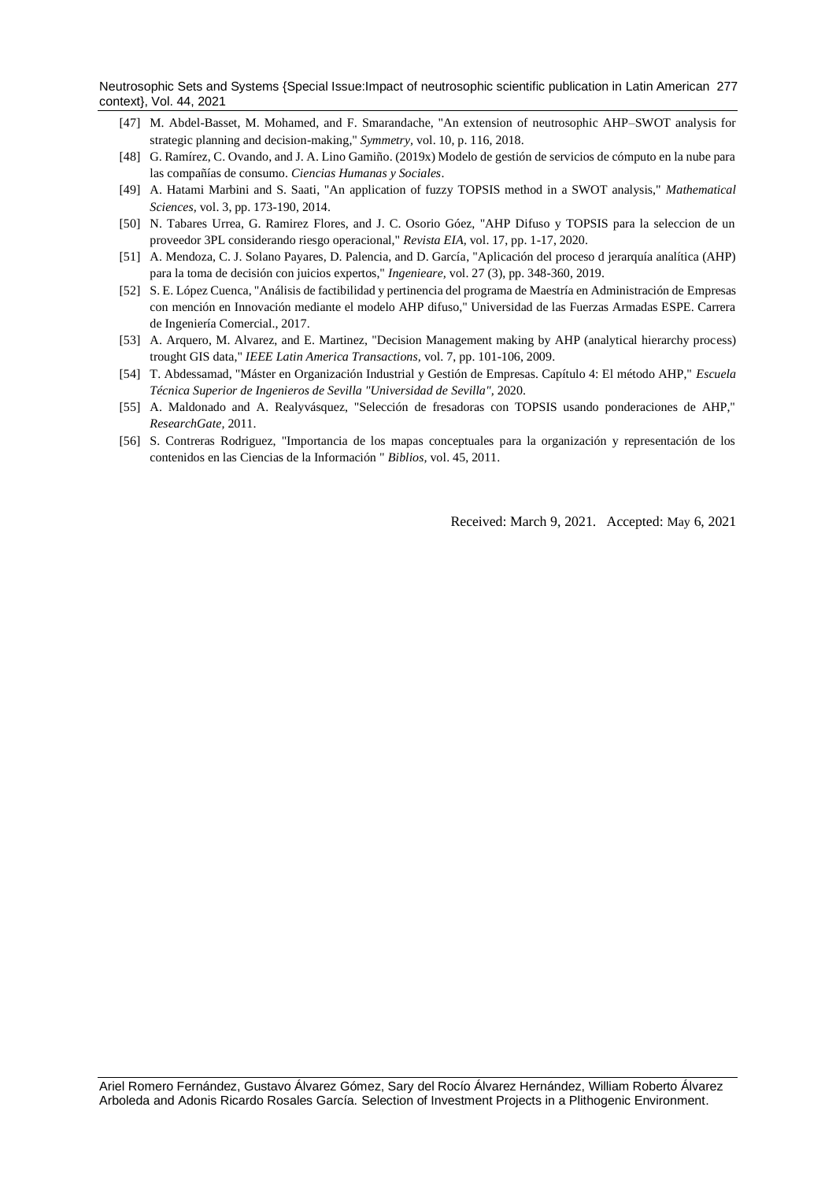[47] M. Abdel-Basset, M. Mohamed, and F. Smarandache, "An extension of neutrosophic AHP–SWOT analysis for strategic planning and decision-making," *Symmetry*, vol. 10, p. 116, 2018.

[48] G. Ramírez, C. Ovando, and J. A. Lino Gamiño. (2019x) Modelo de gestión de servicios de cómputo en la nube para las compañías de consumo. *Ciencias Humanas y Sociales*.

[49] A. Hatami Marbini and S. Saati, "An application of fuzzy TOPSIS method in a SWOT analysis," *Mathematical Sciences*, vol. 3, pp. 173-190, 2014.

[50] N. Tabares Urrea, G. Ramirez Flores, and J. C. Osorio Góez, "AHP Difuso y TOPSIS para la seleccion de un proveedor 3PL considerando riesgo operacional," *Revista EIA*, vol. 17, pp. 1-17, 2020.

[51] A. Mendoza, C. J. Solano Payares, D. Palencia, and D. García, "Aplicación del proceso d jerarquía analítica (AHP) para la toma de decisión con juicios expertos," *Ingenieare*, vol. 27 (3), pp. 348-360, 2019.

[52] S. E. López Cuenca, "Análisis de factibilidad y pertinencia del programa de Maestría en Administración de Empresas con mención en Innovación mediante el modelo AHP difuso," Universidad de las Fuerzas Armadas ESPE. Carrera de Ingeniería Comercial., 2017.

[53] A. Arquero, M. Alvarez, and E. Martinez, "Decision Management making by AHP (analytical hierarchy process) trought GIS data," *IEEE Latin America Transactions*, vol. 7, pp. 101-106, 2009.

[54] T. Abdessamad, "Máster en Organización Industrial y Gestión de Empresas. Capítulo 4: El método AHP," *Escuela Técnica Superior de Ingenieros de Sevilla "Universidad de Sevilla"*, 2020.

[55] A. Maldonado and A. Realyvásquez, "Selección de fresadoras con TOPSIS usando ponderaciones de AHP," *ResearchGate*, 2011.

[56] S. Contreras Rodriguez, "Importancia de los mapas conceptuales para la organización y representación de los contenidos en las Ciencias de la Información " *Biblios*, vol. 45, 2011.

Received: March 9, 2021. Accepted: May 6, 2021